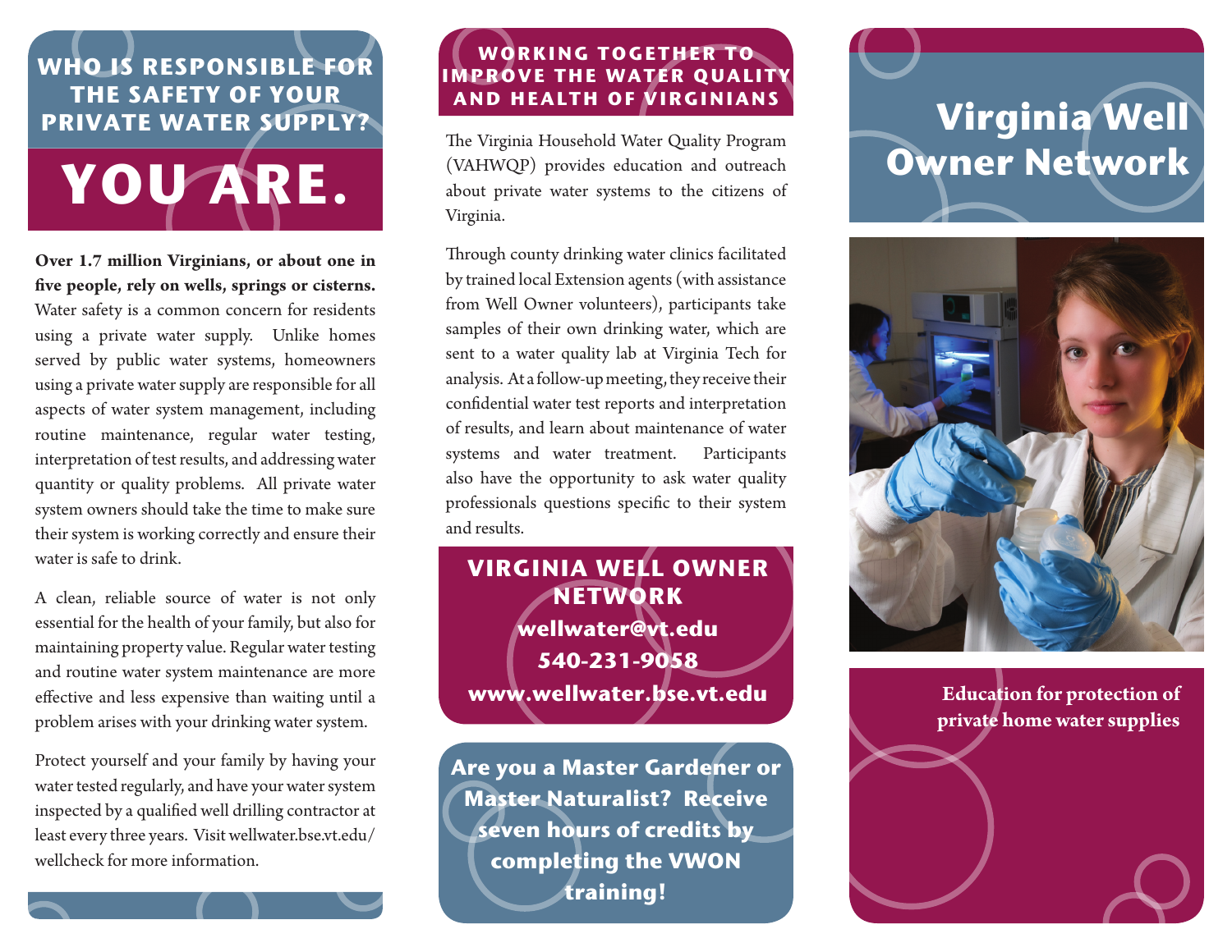## WHO IS RESPONSIBLE FOR THE SAFETY OF YOUR PRIVATE WATER SUPPLY?

# YOU ARE.

**Over 1.7 million Virginians, or about one in five people, rely on wells, springs or cisterns.** Water safety is a common concern for residents using a private water supply. Unlike homes served by public water systems, homeowners using a private water supply are responsible for all aspects of water system management, including routine maintenance, regular water testing, interpretation of test results, and addressing water quantity or quality problems. All private water system owners should take the time to make sure their system is working correctly and ensure their water is safe to drink.

A clean, reliable source of water is not only essential for the health of your family, but also for maintaining property value. Regular water testing and routine water system maintenance are more effective and less expensive than waiting until a problem arises with your drinking water system.

Protect yourself and your family by having your water tested regularly, and have your water system inspected by a qualified well drilling contractor at least every three years. Visit wellwater.bse.vt.edu/wellcheck for more information.

## WORKING TOGETHER TO IMPROVE THE WATER QUALITY AND HEALTH OF VIRGINIANS

The Virginia Household Water Quality Program (VAHWQP) provides education and outreach about private water systems to the citizens of Virginia.

Through county drinking water clinics facilitated by trained local Extension agents (with assistance from Well Owner volunteers), participants take samples of their own drinking water, which are sent to a water quality lab at Virginia Tech for analysis. At a follow-up meeting, they receive their confidential water test reports and interpretation of results, and learn about maintenance of water systems and water treatment. Participants also have the opportunity to ask water quality professionals questions specific to their system and results.

**VIRGINIA WELL OWNER NETWORK**
**wellwater@vt.edu**
**540-231-9058**
**www.wellwater.bse.vt.edu**

**Are you a Master Gardener or Master Naturalist? Receive seven hours of credits by completing the VWON training!**

# Virginia Well Owner Network

**Education for protection of private home water supplies**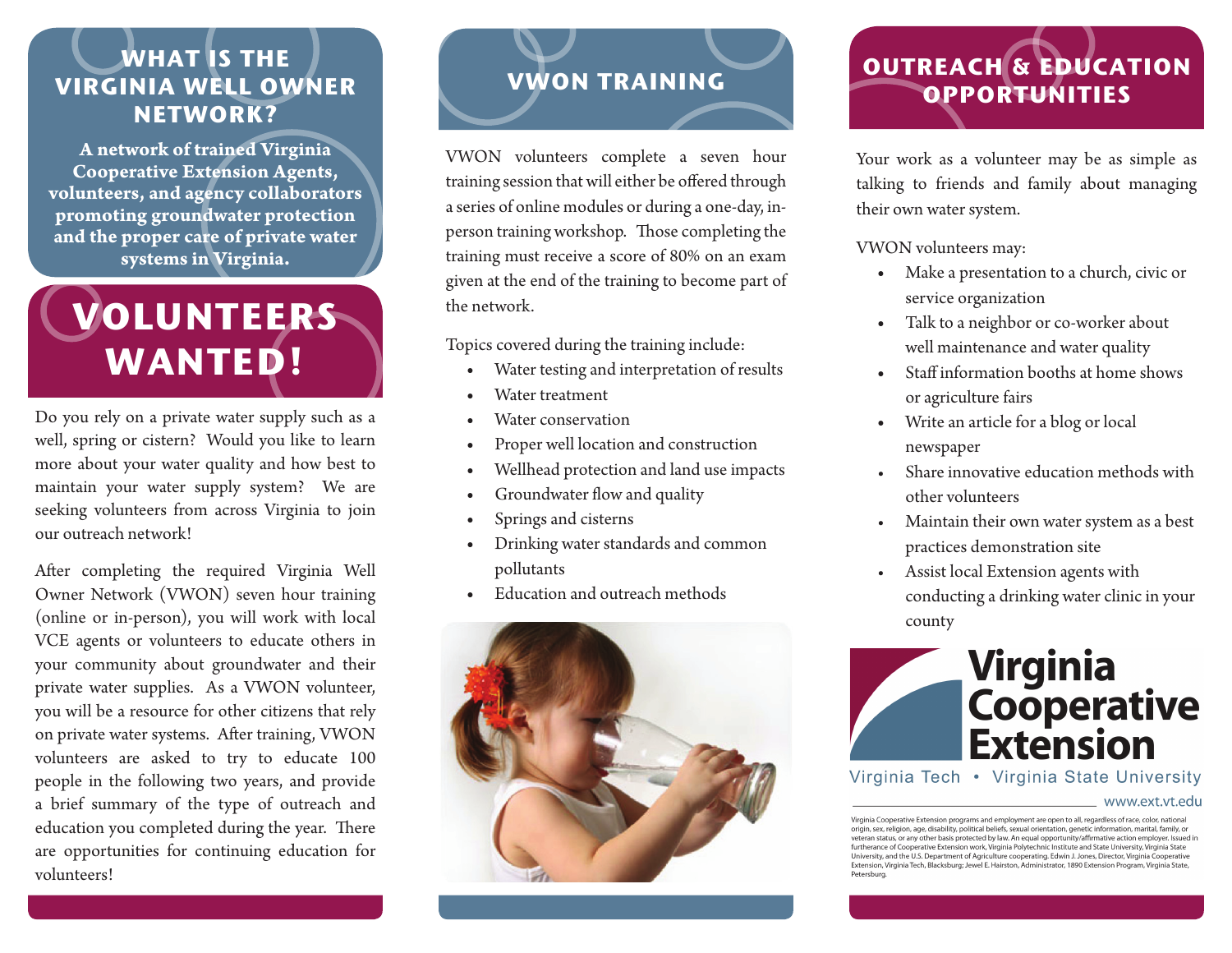## WHAT IS THE VIRGINIA WELL OWNER NETWORK?

**A network of trained Virginia Cooperative Extension Agents, volunteers, and agency collaborators promoting groundwater protection and the proper care of private water systems in Virginia.**

# VOLUNTEERS WANTED!

Do you rely on a private water supply such as a well, spring or cistern? Would you like to learn more about your water quality and how best to maintain your water supply system? We are seeking volunteers from across Virginia to join our outreach network!

After completing the required Virginia Well Owner Network (VWON) seven hour training (online or in-person), you will work with local VCE agents or volunteers to educate others in your community about groundwater and their private water supplies. As a VWON volunteer, you will be a resource for other citizens that rely on private water systems. After training, VWON volunteers are asked to try to educate 100 people in the following two years, and provide a brief summary of the type of outreach and education you completed during the year. There are opportunities for continuing education for volunteers!

## VWON TRAINING

VWON volunteers complete a seven hour training session that will either be offered through a series of online modules or during a one-day, in-person training workshop. Those completing the training must receive a score of 80% on an exam given at the end of the training to become part of the network.

Topics covered during the training include:

- Water testing and interpretation of results
- Water treatment
- Water conservation
- Proper well location and construction
- Wellhead protection and land use impacts
- Groundwater flow and quality
- Springs and cisterns
- Drinking water standards and common pollutants
- Education and outreach methods

## OUTREACH & EDUCATION OPPORTUNITIES

Your work as a volunteer may be as simple as talking to friends and family about managing their own water system.

VWON volunteers may:

- Make a presentation to a church, civic or service organization
- Talk to a neighbor or co-worker about well maintenance and water quality
- Staff information booths at home shows or agriculture fairs
- Write an article for a blog or local newspaper
- Share innovative education methods with other volunteers
- Maintain their own water system as a best practices demonstration site
- Assist local Extension agents with conducting a drinking water clinic in your county

**Virginia Cooperative Extension**

Virginia Tech • Virginia State University

www.ext.vt.edu

Virginia Cooperative Extension programs and employment are open to all, regardless of race, color, national origin, sex, religion, age, disability, political beliefs, sexual orientation, genetic information, marital, family, or veteran status, or any other basis protected by law. An equal opportunity/affirmative action employer. Issued in furtherance of Cooperative Extension work, Virginia Polytechnic Institute and State University, Virginia State University, and the U.S. Department of Agriculture cooperating. Edwin J. Jones, Director, Virginia Cooperative Extension, Virginia Tech, Blacksburg; Jewel E. Hairston, Administrator, 1890 Extension Program, Virginia State, Petersburg.